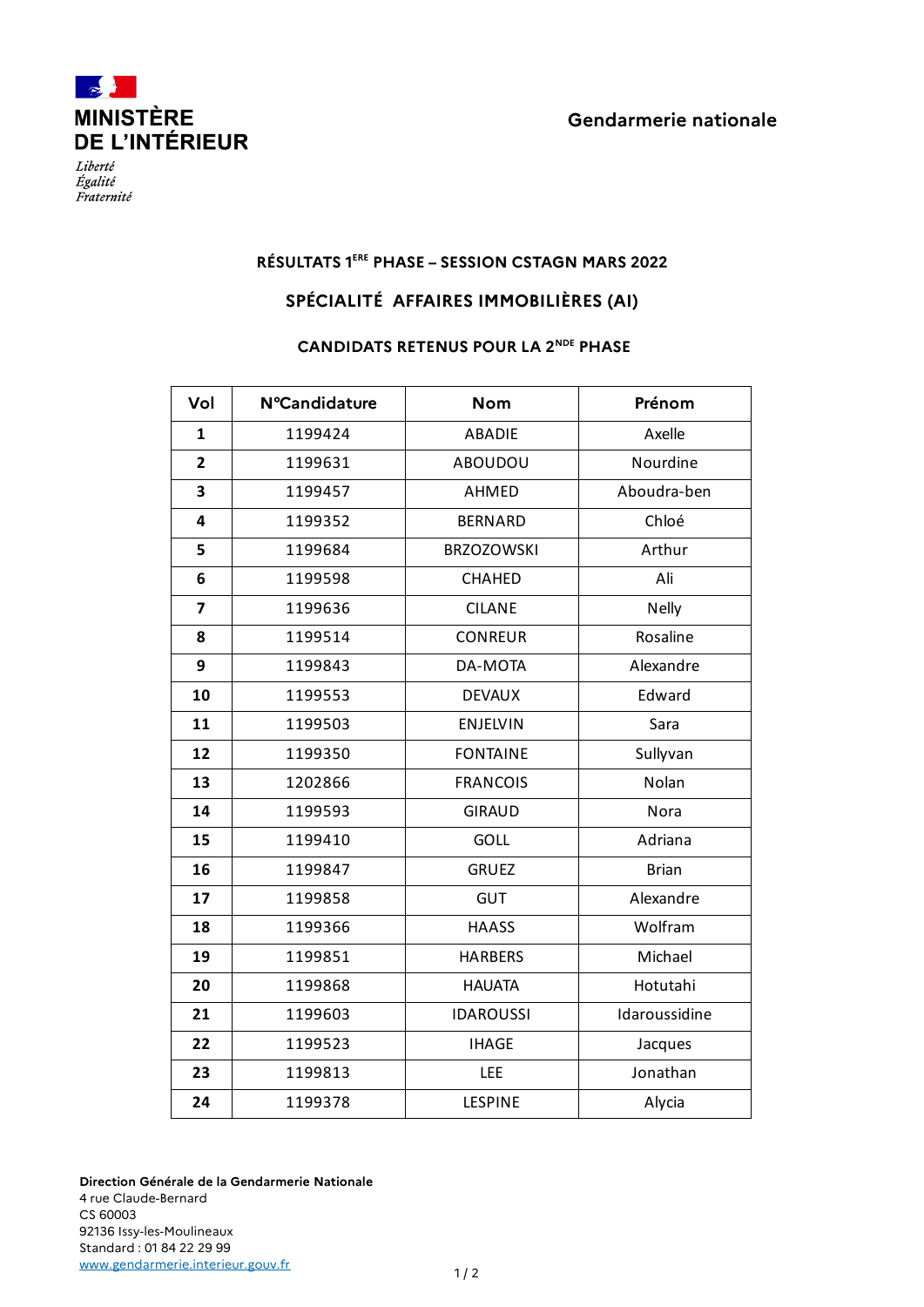MINISTÈRE
DE L'INTÉRIEUR

*Liberté*
*Égalité*
*Fraternité*

Gendarmerie nationale

## RÉSULTATS 1ERE PHASE – SESSION CSTAGN MARS 2022

## SPÉCIALITÉ AFFAIRES IMMOBILIÈRES (AI)

### CANDIDATS RETENUS POUR LA 2NDE PHASE

| Vol | N°Candidature | Nom | Prénom |
|---|---|---|---|
| **1** | 1199424 | ABADIE | Axelle |
| **2** | 1199631 | ABOUDOU | Nourdine |
| **3** | 1199457 | AHMED | Aboudra-ben |
| **4** | 1199352 | BERNARD | Chloé |
| **5** | 1199684 | BRZOZOWSKI | Arthur |
| **6** | 1199598 | CHAHED | Ali |
| **7** | 1199636 | CILANE | Nelly |
| **8** | 1199514 | CONREUR | Rosaline |
| **9** | 1199843 | DA-MOTA | Alexandre |
| **10** | 1199553 | DEVAUX | Edward |
| **11** | 1199503 | ENJELVIN | Sara |
| **12** | 1199350 | FONTAINE | Sullyvan |
| **13** | 1202866 | FRANCOIS | Nolan |
| **14** | 1199593 | GIRAUD | Nora |
| **15** | 1199410 | GOLL | Adriana |
| **16** | 1199847 | GRUEZ | Brian |
| **17** | 1199858 | GUT | Alexandre |
| **18** | 1199366 | HAASS | Wolfram |
| **19** | 1199851 | HARBERS | Michael |
| **20** | 1199868 | HAUATA | Hotutahi |
| **21** | 1199603 | IDAROUSSI | Idaroussidine |
| **22** | 1199523 | IHAGE | Jacques |
| **23** | 1199813 | LEE | Jonathan |
| **24** | 1199378 | LESPINE | Alycia |

**Direction Générale de la Gendarmerie Nationale**
4 rue Claude-Bernard
CS 60003
92136 Issy-les-Moulineaux
Standard : 01 84 22 29 99
www.gendarmerie.interieur.gouv.fr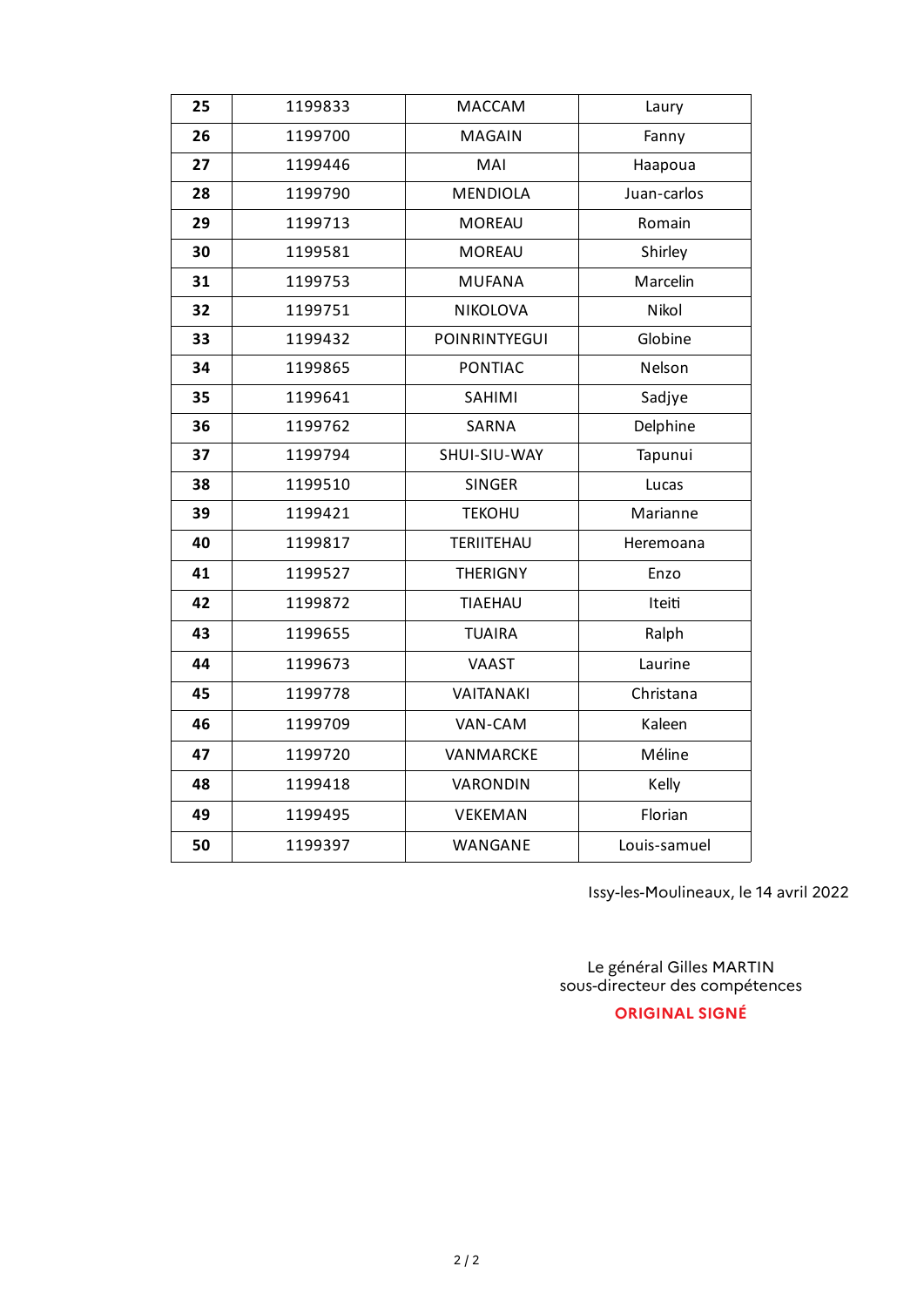| | | | |
|---|---|---|---|
| **25** | 1199833 | MACCAM | Laury |
| **26** | 1199700 | MAGAIN | Fanny |
| **27** | 1199446 | MAI | Haapoua |
| **28** | 1199790 | MENDIOLA | Juan-carlos |
| **29** | 1199713 | MOREAU | Romain |
| **30** | 1199581 | MOREAU | Shirley |
| **31** | 1199753 | MUFANA | Marcelin |
| **32** | 1199751 | NIKOLOVA | Nikol |
| **33** | 1199432 | POINRINTYEGUI | Globine |
| **34** | 1199865 | PONTIAC | Nelson |
| **35** | 1199641 | SAHIMI | Sadjye |
| **36** | 1199762 | SARNA | Delphine |
| **37** | 1199794 | SHUI-SIU-WAY | Tapunui |
| **38** | 1199510 | SINGER | Lucas |
| **39** | 1199421 | TEKOHU | Marianne |
| **40** | 1199817 | TERIITEHAU | Heremoana |
| **41** | 1199527 | THERIGNY | Enzo |
| **42** | 1199872 | TIAEHAU | Iteiti |
| **43** | 1199655 | TUAIRA | Ralph |
| **44** | 1199673 | VAAST | Laurine |
| **45** | 1199778 | VAITANAKI | Christana |
| **46** | 1199709 | VAN-CAM | Kaleen |
| **47** | 1199720 | VANMARCKE | Méline |
| **48** | 1199418 | VARONDIN | Kelly |
| **49** | 1199495 | VEKEMAN | Florian |
| **50** | 1199397 | WANGANE | Louis-samuel |

Issy-les-Moulineaux, le 14 avril 2022

Le général Gilles MARTIN
sous-directeur des compétences

**ORIGINAL SIGNÉ**